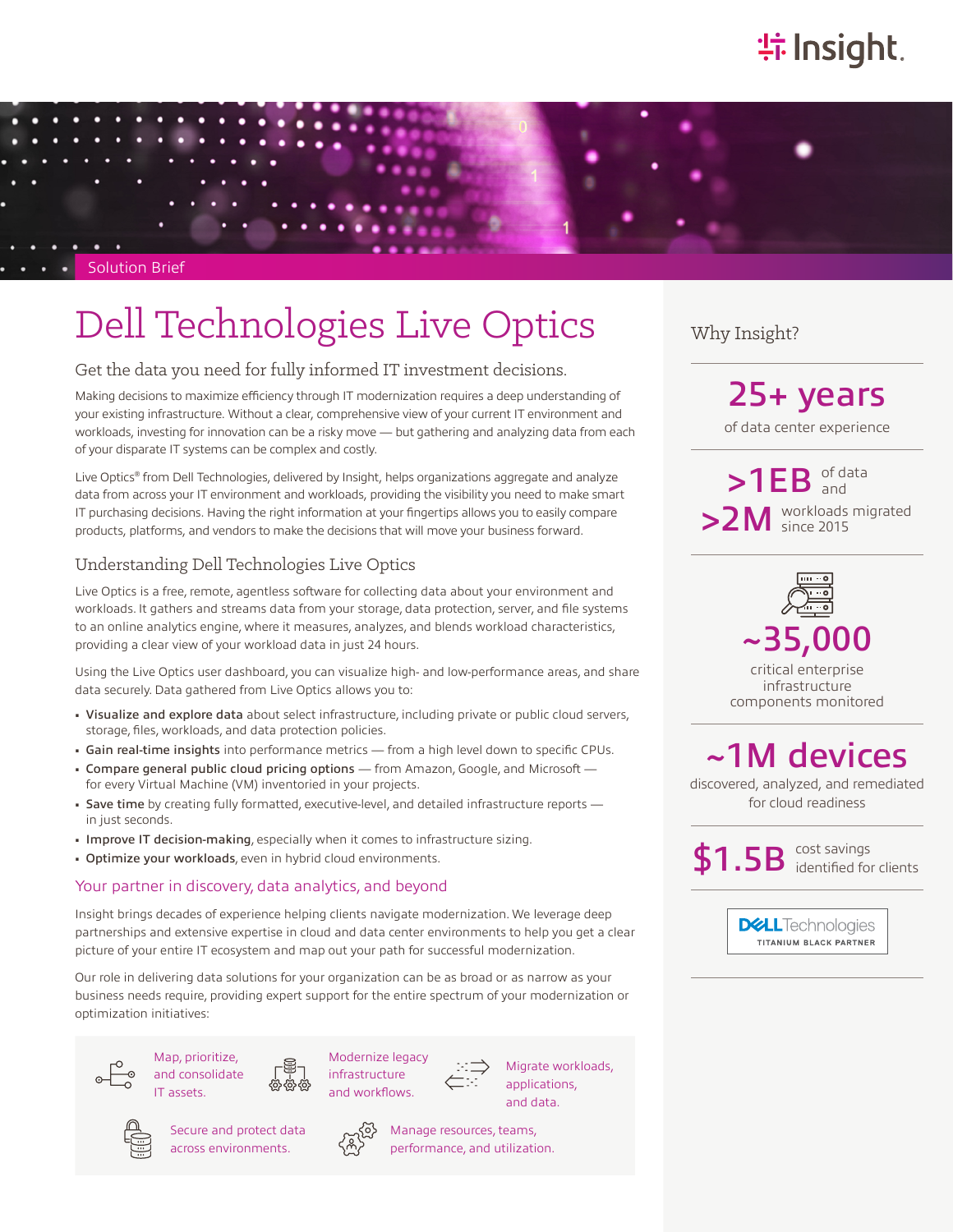Solution Brief

# Dell Technologies Live Optics

## Get the data you need for fully informed IT investment decisions.

Making decisions to maximize efficiency through IT modernization requires a deep understanding of your existing infrastructure. Without a clear, comprehensive view of your current IT environment and workloads, investing for innovation can be a risky move — but gathering and analyzing data from each of your disparate IT systems can be complex and costly.

Live Optics® from Dell Technologies, delivered by Insight, helps organizations aggregate and analyze data from across your IT environment and workloads, providing the visibility you need to make smart IT purchasing decisions. Having the right information at your fingertips allows you to easily compare products, platforms, and vendors to make the decisions that will move your business forward.

### Understanding Dell Technologies Live Optics

Live Optics is a free, remote, agentless software for collecting data about your environment and workloads. It gathers and streams data from your storage, data protection, server, and file systems to an online analytics engine, where it measures, analyzes, and blends workload characteristics, providing a clear view of your workload data in just 24 hours.

Using the Live Optics user dashboard, you can visualize high- and low-performance areas, and share data securely. Data gathered from Live Optics allows you to:

- **Visualize and explore data** about select infrastructure, including private or public cloud servers, storage, files, workloads, and data protection policies.
- **Gain real-time insights** into performance metrics — from a high level down to specific CPUs.
- **Compare general public cloud pricing options** — from Amazon, Google, and Microsoft — for every Virtual Machine (VM) inventoried in your projects.
- **Save time** by creating fully formatted, executive-level, and detailed infrastructure reports — in just seconds.
- **Improve IT decision-making**, especially when it comes to infrastructure sizing.
- **Optimize your workloads**, even in hybrid cloud environments.

### Your partner in discovery, data analytics, and beyond

Insight brings decades of experience helping clients navigate modernization. We leverage deep partnerships and extensive expertise in cloud and data center environments to help you get a clear picture of your entire IT ecosystem and map out your path for successful modernization.

Our role in delivering data solutions for your organization can be as broad or as narrow as your business needs require, providing expert support for the entire spectrum of your modernization or optimization initiatives:

- Map, prioritize, and consolidate IT assets.
- Modernize legacy infrastructure and workflows.
- Migrate workloads, applications, and data.
- Secure and protect data across environments.
- Manage resources, teams, performance, and utilization.

## Why Insight?

**25+ years** of data center experience

**>1EB** of data and **>2M** workloads migrated since 2015

**~35,000** critical enterprise infrastructure components monitored

**~1M devices** discovered, analyzed, and remediated for cloud readiness

**$1.5B** cost savings identified for clients

DELL Technologies TITANIUM BLACK PARTNER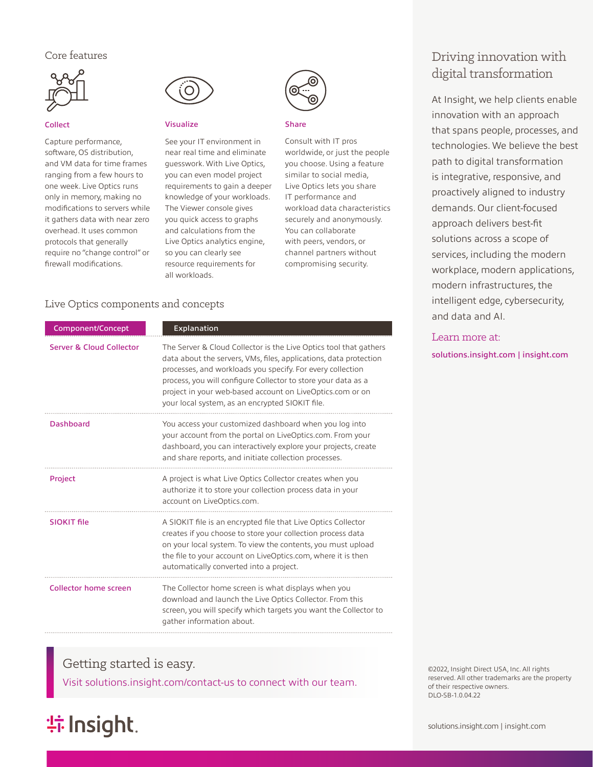## Core features

### Collect

Capture performance, software, OS distribution, and VM data for time frames ranging from a few hours to one week. Live Optics runs only in memory, making no modifications to servers while it gathers data with near zero overhead. It uses common protocols that generally require no "change control" or firewall modifications.

### Visualize

See your IT environment in near real time and eliminate guesswork. With Live Optics, you can even model project requirements to gain a deeper knowledge of your workloads. The Viewer console gives you quick access to graphs and calculations from the Live Optics analytics engine, so you can clearly see resource requirements for all workloads.

### Share

Consult with IT pros worldwide, or just the people you choose. Using a feature similar to social media, Live Optics lets you share IT performance and workload data characteristics securely and anonymously. You can collaborate with peers, vendors, or channel partners without compromising security.

## Live Optics components and concepts

| Component/Concept | Explanation |
|---|---|
| Server & Cloud Collector | The Server & Cloud Collector is the Live Optics tool that gathers data about the servers, VMs, files, applications, data protection processes, and workloads you specify. For every collection process, you will configure Collector to store your data as a project in your web-based account on LiveOptics.com or on your local system, as an encrypted SIOKIT file. |
| Dashboard | You access your customized dashboard when you log into your account from the portal on LiveOptics.com. From your dashboard, you can interactively explore your projects, create and share reports, and initiate collection processes. |
| Project | A project is what Live Optics Collector creates when you authorize it to store your collection process data in your account on LiveOptics.com. |
| SIOKIT file | A SIOKIT file is an encrypted file that Live Optics Collector creates if you choose to store your collection process data on your local system. To view the contents, you must upload the file to your account on LiveOptics.com, where it is then automatically converted into a project. |
| Collector home screen | The Collector home screen is what displays when you download and launch the Live Optics Collector. From this screen, you will specify which targets you want the Collector to gather information about. |

## Getting started is easy.

Visit solutions.insight.com/contact-us to connect with our team.

Insight.

## Driving innovation with digital transformation

At Insight, we help clients enable innovation with an approach that spans people, processes, and technologies. We believe the best path to digital transformation is integrative, responsive, and proactively aligned to industry demands. Our client-focused approach delivers best-fit solutions across a scope of services, including the modern workplace, modern applications, modern infrastructures, the intelligent edge, cybersecurity, and data and AI.

Learn more at:

**solutions.insight.com | insight.com**

©2022, Insight Direct USA, Inc. All rights reserved. All other trademarks are the property of their respective owners.
DLO-SB-1.0.04.22

solutions.insight.com | insight.com